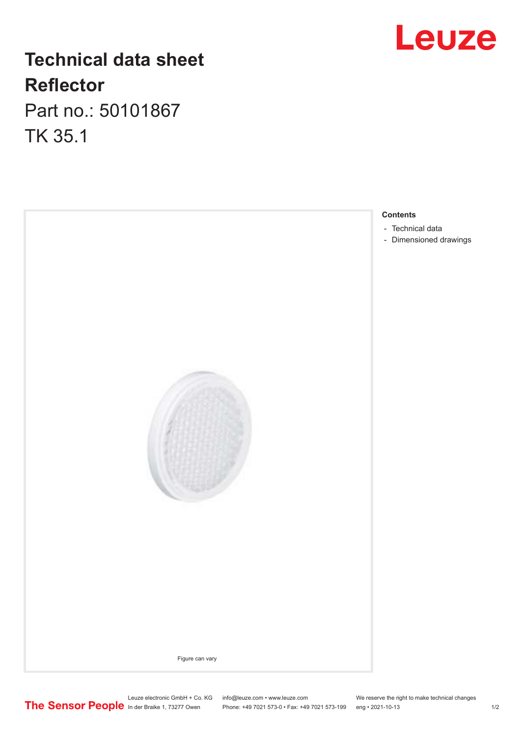# Technical data sheet
# Reflector

Part no.: 50101867

TK 35.1

Figure can vary

**Contents**

- Technical data
- Dimensioned drawings

Leuze electronic GmbH + Co. KG
In der Braike 1, 73277 Owen

info@leuze.com • www.leuze.com
Phone: +49 7021 573-0 • Fax: +49 7021 573-199

We reserve the right to make technical changes
eng • 2021-10-13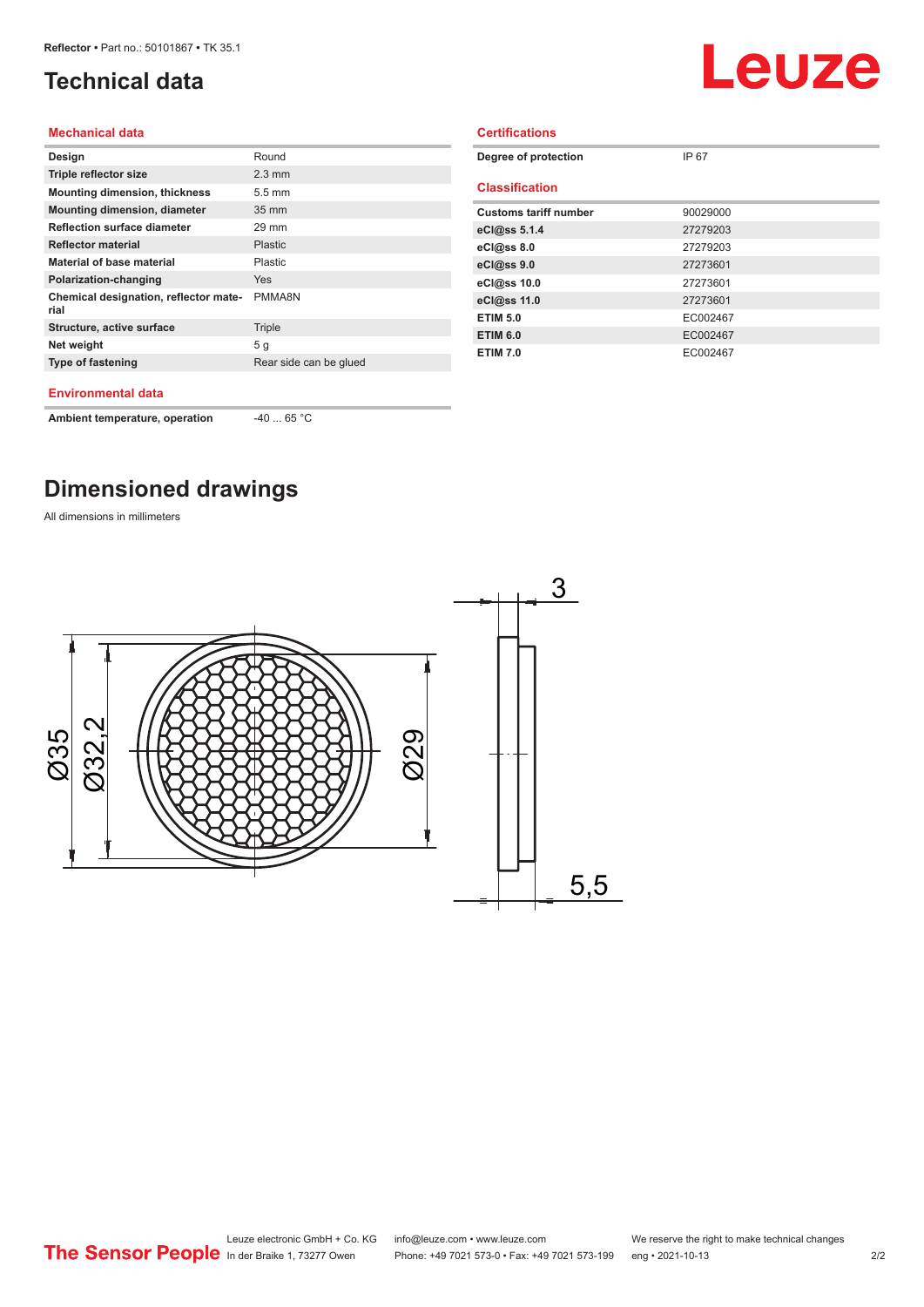# Technical data

## Mechanical data

| | |
|---|---|
| **Design** | Round |
| **Triple reflector size** | 2.3 mm |
| **Mounting dimension, thickness** | 5.5 mm |
| **Mounting dimension, diameter** | 35 mm |
| **Reflection surface diameter** | 29 mm |
| **Reflector material** | Plastic |
| **Material of base material** | Plastic |
| **Polarization-changing** | Yes |
| **Chemical designation, reflector material** | PMMA8N |
| **Structure, active surface** | Triple |
| **Net weight** | 5 g |
| **Type of fastening** | Rear side can be glued |

## Environmental data

| | |
|---|---|
| **Ambient temperature, operation** | -40 ... 65 °C |

## Certifications

| | |
|---|---|
| **Degree of protection** | IP 67 |

## Classification

| | |
|---|---|
| **Customs tariff number** | 90029000 |
| **eCl@ss 5.1.4** | 27279203 |
| **eCl@ss 8.0** | 27279203 |
| **eCl@ss 9.0** | 27273601 |
| **eCl@ss 10.0** | 27273601 |
| **eCl@ss 11.0** | 27273601 |
| **ETIM 5.0** | EC002467 |
| **ETIM 6.0** | EC002467 |
| **ETIM 7.0** | EC002467 |

# Dimensioned drawings

All dimensions in millimeters

Ø35
Ø32,2
Ø29
3
5,5